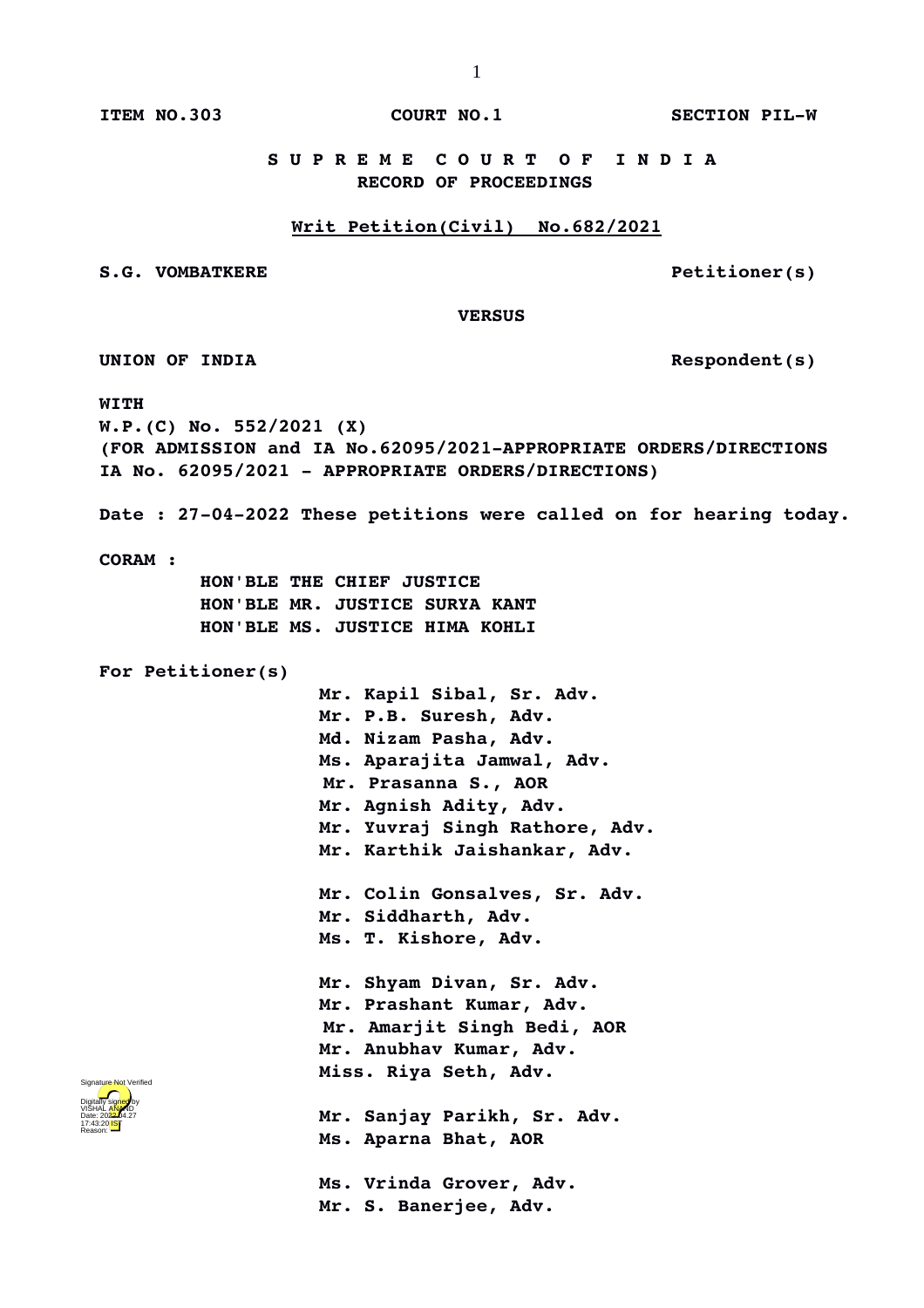**ITEM NO.303** **COURT NO.1** **SECTION PIL-W**

**S U P R E M E C O U R T O F I N D I A**
**RECORD OF PROCEEDINGS**

**Writ Petition(Civil) No.682/2021**

**S.G. VOMBATKERE** **Petitioner(s)**

**VERSUS**

**UNION OF INDIA** **Respondent(s)**

**WITH**
**W.P.(C) No. 552/2021 (X)**
**(FOR ADMISSION and IA No.62095/2021-APPROPRIATE ORDERS/DIRECTIONS IA No. 62095/2021 - APPROPRIATE ORDERS/DIRECTIONS)**

**Date : 27-04-2022 These petitions were called on for hearing today.**

**CORAM :**
**HON'BLE THE CHIEF JUSTICE**
**HON'BLE MR. JUSTICE SURYA KANT**
**HON'BLE MS. JUSTICE HIMA KOHLI**

**For Petitioner(s)**

**Mr. Kapil Sibal, Sr. Adv.**
**Mr. P.B. Suresh, Adv.**
**Md. Nizam Pasha, Adv.**
**Ms. Aparajita Jamwal, Adv.**
**Mr. Prasanna S., AOR**
**Mr. Agnish Adity, Adv.**
**Mr. Yuvraj Singh Rathore, Adv.**
**Mr. Karthik Jaishankar, Adv.**

**Mr. Colin Gonsalves, Sr. Adv.**
**Mr. Siddharth, Adv.**
**Ms. T. Kishore, Adv.**

**Mr. Shyam Divan, Sr. Adv.**
**Mr. Prashant Kumar, Adv.**
**Mr. Amarjit Singh Bedi, AOR**
**Mr. Anubhav Kumar, Adv.**
**Miss. Riya Seth, Adv.**

**Mr. Sanjay Parikh, Sr. Adv.**
**Ms. Aparna Bhat, AOR**

**Ms. Vrinda Grover, Adv.**
**Mr. S. Banerjee, Adv.**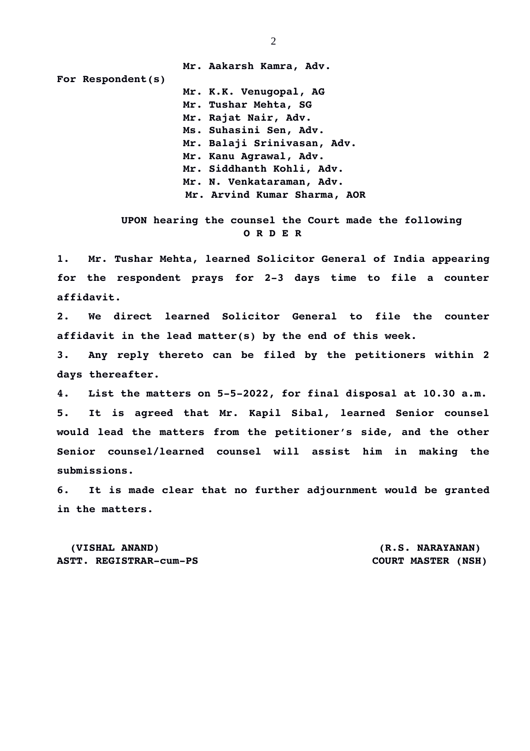**Mr. Aakarsh Kamra, Adv.**

**For Respondent(s)**

**Mr. K.K. Venugopal, AG**
**Mr. Tushar Mehta, SG**
**Mr. Rajat Nair, Adv.**
**Ms. Suhasini Sen, Adv.**
**Mr. Balaji Srinivasan, Adv.**
**Mr. Kanu Agrawal, Adv.**
**Mr. Siddhanth Kohli, Adv.**
**Mr. N. Venkataraman, Adv.**
**Mr. Arvind Kumar Sharma, AOR**

**UPON hearing the counsel the Court made the following**

**O R D E R**

**1. Mr. Tushar Mehta, learned Solicitor General of India appearing for the respondent prays for 2-3 days time to file a counter affidavit.**

**2. We direct learned Solicitor General to file the counter affidavit in the lead matter(s) by the end of this week.**

**3. Any reply thereto can be filed by the petitioners within 2 days thereafter.**

**4. List the matters on 5-5-2022, for final disposal at 10.30 a.m.**

**5. It is agreed that Mr. Kapil Sibal, learned Senior counsel would lead the matters from the petitioner's side, and the other Senior counsel/learned counsel will assist him in making the submissions.**

**6. It is made clear that no further adjournment would be granted in the matters.**

**(VISHAL ANAND)**
**ASTT. REGISTRAR-cum-PS**

**(R.S. NARAYANAN)**
**COURT MASTER (NSH)**